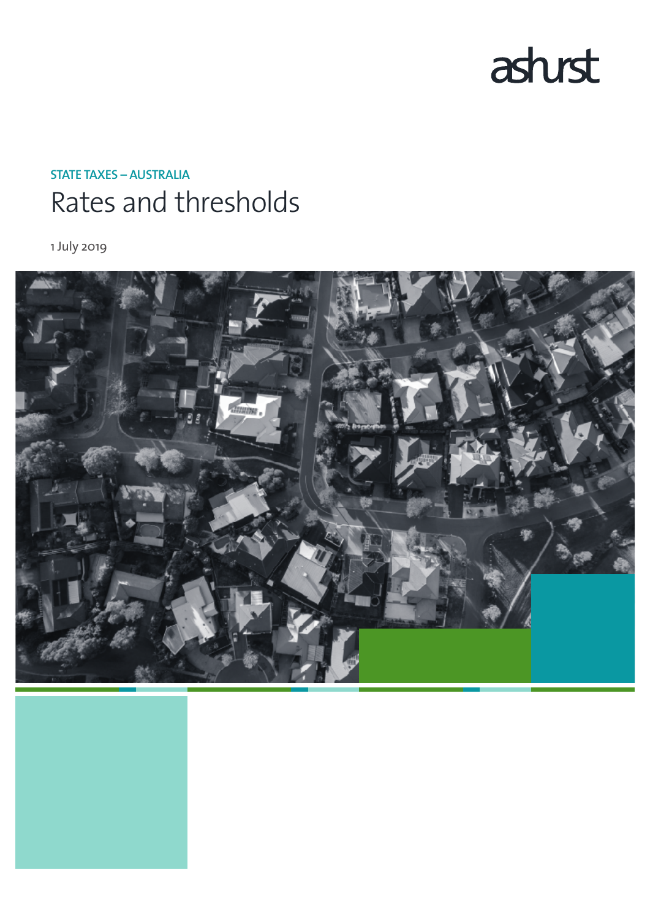ashurst

STATE TAXES – AUSTRALIA

# Rates and thresholds

1 July 2019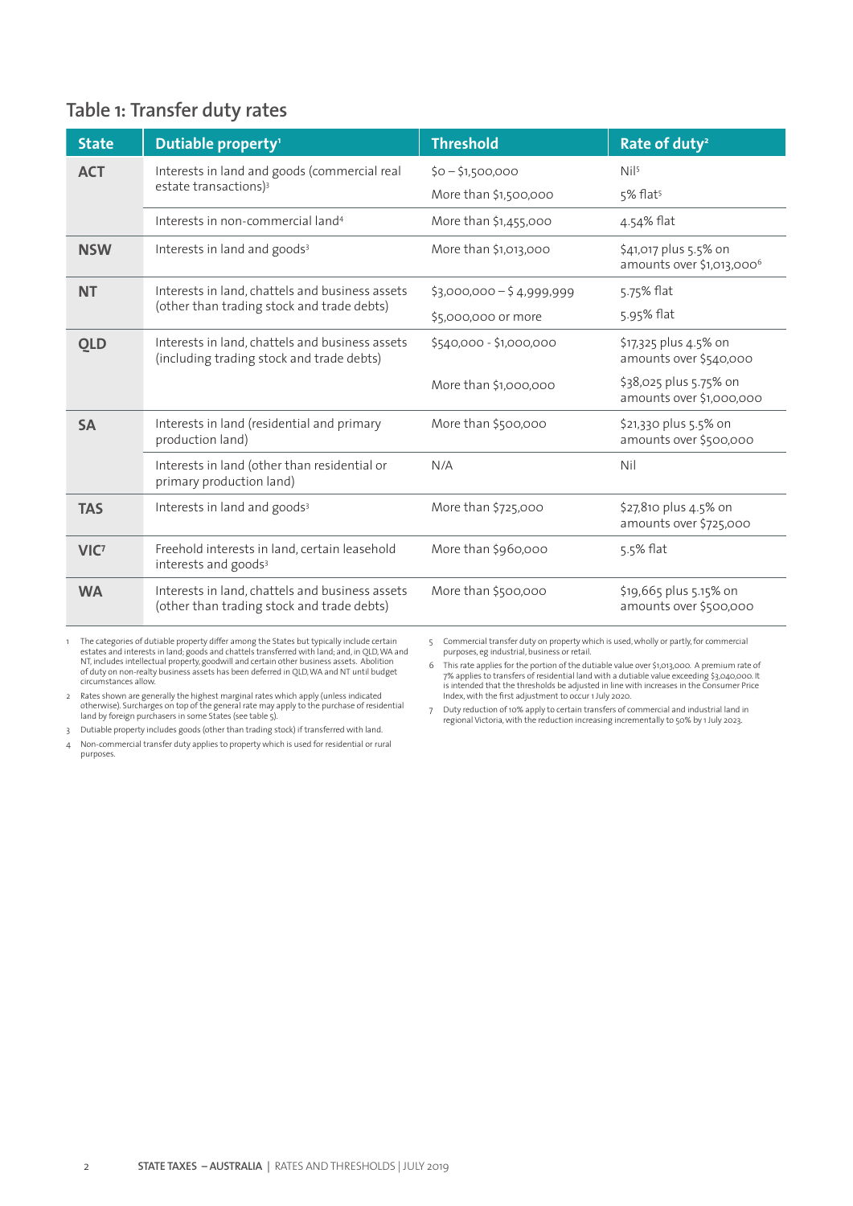## Table 1: Transfer duty rates

| State | Dutiable property[1] | Threshold | Rate of duty[2] |
|---|---|---|---|
| **ACT** | Interests in land and goods (commercial real estate transactions)[3] | $0 – $1,500,000 | Nil[5] |
| | | More than $1,500,000 | 5% flat[5] |
| | Interests in non-commercial land[4] | More than $1,455,000 | 4.54% flat |
| **NSW** | Interests in land and goods[3] | More than $1,013,000 | $41,017 plus 5.5% on amounts over $1,013,000[6] |
| **NT** | Interests in land, chattels and business assets (other than trading stock and trade debts) | $3,000,000 – $ 4,999,999 | 5.75% flat |
| | | $5,000,000 or more | 5.95% flat |
| **QLD** | Interests in land, chattels and business assets (including trading stock and trade debts) | $540,000 - $1,000,000 | $17,325 plus 4.5% on amounts over $540,000 |
| | | More than $1,000,000 | $38,025 plus 5.75% on amounts over $1,000,000 |
| **SA** | Interests in land (residential and primary production land) | More than $500,000 | $21,330 plus 5.5% on amounts over $500,000 |
| | Interests in land (other than residential or primary production land) | N/A | Nil |
| **TAS** | Interests in land and goods[3] | More than $725,000 | $27,810 plus 4.5% on amounts over $725,000 |
| **VIC[7]** | Freehold interests in land, certain leasehold interests and goods[3] | More than $960,000 | 5.5% flat |
| **WA** | Interests in land, chattels and business assets (other than trading stock and trade debts) | More than $500,000 | $19,665 plus 5.15% on amounts over $500,000 |

1. The categories of dutiable property differ among the States but typically include certain estates and interests in land; goods and chattels transferred with land; and, in QLD, WA and NT, includes intellectual property, goodwill and certain other business assets. Abolition of duty on non-realty business assets has been deferred in QLD, WA and NT until budget circumstances allow.
2. Rates shown are generally the highest marginal rates which apply (unless indicated otherwise). Surcharges on top of the general rate may apply to the purchase of residential land by foreign purchasers in some States (see table 5).
3. Dutiable property includes goods (other than trading stock) if transferred with land.
4. Non-commercial transfer duty applies to property which is used for residential or rural purposes.
5. Commercial transfer duty on property which is used, wholly or partly, for commercial purposes, eg industrial, business or retail.
6. This rate applies for the portion of the dutiable value over $1,013,000. A premium rate of 7% applies to transfers of residential land with a dutiable value exceeding $3,040,000. It is intended that the thresholds be adjusted in line with increases in the Consumer Price Index, with the first adjustment to occur 1 July 2020.
7. Duty reduction of 10% apply to certain transfers of commercial and industrial land in regional Victoria, with the reduction increasing incrementally to 50% by 1 July 2023.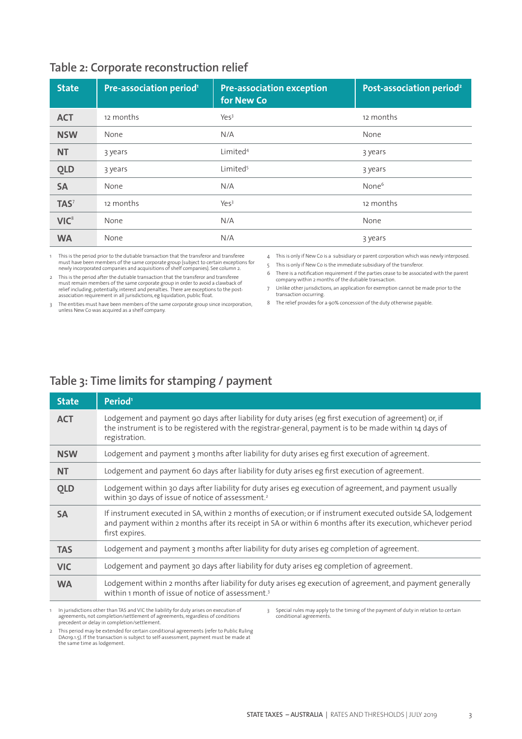## Table 2: Corporate reconstruction relief

| State | Pre-association period[1] | Pre-association exception for New Co | Post-association period[2] |
|---|---|---|---|
| ACT | 12 months | Yes[3] | 12 months |
| NSW | None | N/A | None |
| NT | 3 years | Limited[4] | 3 years |
| QLD | 3 years | Limited[5] | 3 years |
| SA | None | N/A | None[6] |
| TAS[7] | 12 months | Yes[3] | 12 months |
| VIC[8] | None | N/A | None |
| WA | None | N/A | 3 years |

1. This is the period prior to the dutiable transaction that the transferor and transferee must have been members of the same corporate group (subject to certain exceptions for newly incorporated companies and acquisitions of shelf companies). See column 2.
2. This is the period after the dutiable transaction that the transferor and transferee must remain members of the same corporate group in order to avoid a clawback of relief including, potentially, interest and penalties. There are exceptions to the post-association requirement in all jurisdictions, eg liquidation, public float.
3. The entities must have been members of the same corporate group since incorporation, unless New Co was acquired as a shelf company.
4. This is only if New Co is a subsidiary or parent corporation which was newly interposed.
5. This is only if New Co is the immediate subsidiary of the transferor.
6. There is a notification requirement if the parties cease to be associated with the parent company within 2 months of the dutiable transaction.
7. Unlike other jurisdictions, an application for exemption cannot be made prior to the transaction occurring.
8. The relief provides for a 90% concession of the duty otherwise payable.

## Table 3: Time limits for stamping / payment

| State | Period[1] |
|---|---|
| ACT | Lodgement and payment 90 days after liability for duty arises (eg first execution of agreement) or, if the instrument is to be registered with the registrar-general, payment is to be made within 14 days of registration. |
| NSW | Lodgement and payment 3 months after liability for duty arises eg first execution of agreement. |
| NT | Lodgement and payment 60 days after liability for duty arises eg first execution of agreement. |
| QLD | Lodgement within 30 days after liability for duty arises eg execution of agreement, and payment usually within 30 days of issue of notice of assessment.[2] |
| SA | If instrument executed in SA, within 2 months of execution; or if instrument executed outside SA, lodgement and payment within 2 months after its receipt in SA or within 6 months after its execution, whichever period first expires. |
| TAS | Lodgement and payment 3 months after liability for duty arises eg completion of agreement. |
| VIC | Lodgement and payment 30 days after liability for duty arises eg completion of agreement. |
| WA | Lodgement within 2 months after liability for duty arises eg execution of agreement, and payment generally within 1 month of issue of notice of assessment.[3] |

1. In jurisdictions other than TAS and VIC the liability for duty arises on execution of agreements, not completion/settlement of agreements, regardless of conditions precedent or delay in completion/settlement.
2. This period may be extended for certain conditional agreements (refer to Public Ruling DA019.1.5). If the transaction is subject to self-assessment, payment must be made at the same time as lodgement.
3. Special rules may apply to the timing of the payment of duty in relation to certain conditional agreements.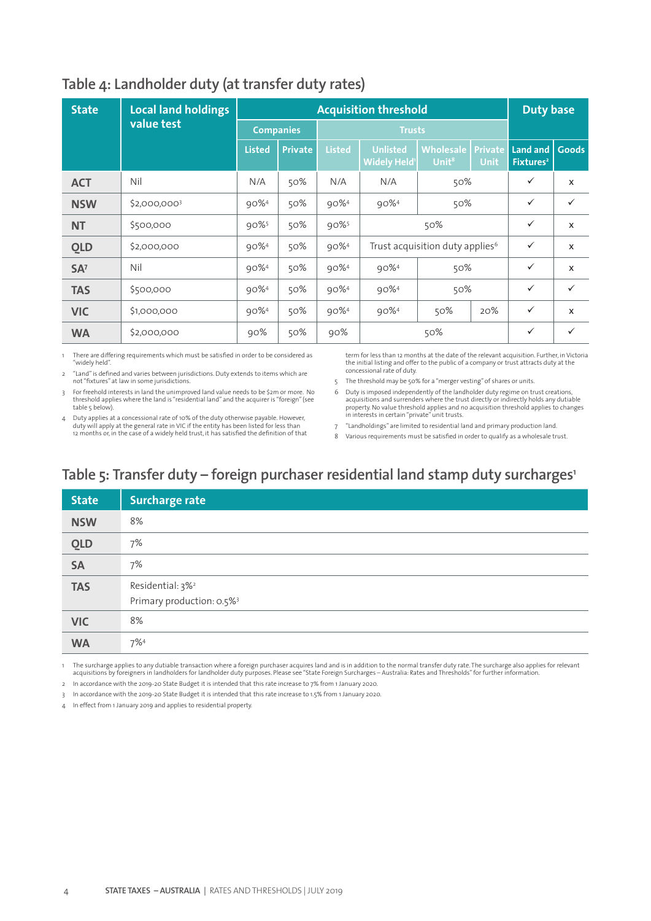## Table 4: Landholder duty (at transfer duty rates)

| State | Local land holdings value test | Acquisition threshold | | | | | | Duty base | |
|---|---|---|---|---|---|---|---|---|---|
| | | Companies | | Trusts | | | | | |
| | | Listed | Private | Listed | Unlisted Widely Held[1] | Wholesale Unit[8] | Private Unit | Land and Fixtures[2] | Goods |
| ACT | Nil | N/A | 50% | N/A | N/A | 50% | | ✓ | x |
| NSW | $2,000,000[3] | 90%[4] | 50% | 90%[4] | 90%[4] | 50% | | ✓ | ✓ |
| NT | $500,000 | 90%[5] | 50% | 90%[5] | 50% | | | ✓ | x |
| QLD | $2,000,000 | 90%[4] | 50% | 90%[4] | Trust acquisition duty applies[6] | | | ✓ | x |
| SA[7] | Nil | 90%[4] | 50% | 90%[4] | 90%[4] | 50% | | ✓ | x |
| TAS | $500,000 | 90%[4] | 50% | 90%[4] | 90%[4] | 50% | | ✓ | ✓ |
| VIC | $1,000,000 | 90%[4] | 50% | 90%[4] | 90%[4] | 50% | 20% | ✓ | x |
| WA | $2,000,000 | 90% | 50% | 90% | 50% | | | ✓ | ✓ |

1. There are differing requirements which must be satisfied in order to be considered as "widely held".
2. "Land" is defined and varies between jurisdictions. Duty extends to items which are not "fixtures" at law in some jurisdictions.
3. For freehold interests in land the unimproved land value needs to be $2m or more. No threshold applies where the land is "residential land" and the acquirer is "foreign" (see table 5 below).
4. Duty applies at a concessional rate of 10% of the duty otherwise payable. However, duty will apply at the general rate in VIC if the entity has been listed for less than 12 months or, in the case of a widely held trust, it has satisfied the definition of that term for less than 12 months at the date of the relevant acquisition. Further, in Victoria the initial listing and offer to the public of a company or trust attracts duty at the concessional rate of duty.
5. The threshold may be 50% for a "merger vesting" of shares or units.
6. Duty is imposed independently of the landholder duty regime on trust creations, acquisitions and surrenders where the trust directly or indirectly holds any dutiable property. No value threshold applies and no acquisition threshold applies to changes in interests in certain "private" unit trusts.
7. "Landholdings" are limited to residential land and primary production land.
8. Various requirements must be satisfied in order to qualify as a wholesale trust.

## Table 5: Transfer duty – foreign purchaser residential land stamp duty surcharges[1]

| State | Surcharge rate |
|---|---|
| NSW | 8% |
| QLD | 7% |
| SA | 7% |
| TAS | Residential: 3%[2]<br>Primary production: 0.5%[3] |
| VIC | 8% |
| WA | 7%[4] |

1. The surcharge applies to any dutiable transaction where a foreign purchaser acquires land and is in addition to the normal transfer duty rate. The surcharge also applies for relevant acquisitions by foreigners in landholders for landholder duty purposes. Please see "State Foreign Surcharges – Australia: Rates and Thresholds" for further information.
2. In accordance with the 2019-20 State Budget it is intended that this rate increase to 7% from 1 January 2020.
3. In accordance with the 2019-20 State Budget it is intended that this rate increase to 1.5% from 1 January 2020.
4. In effect from 1 January 2019 and applies to residential property.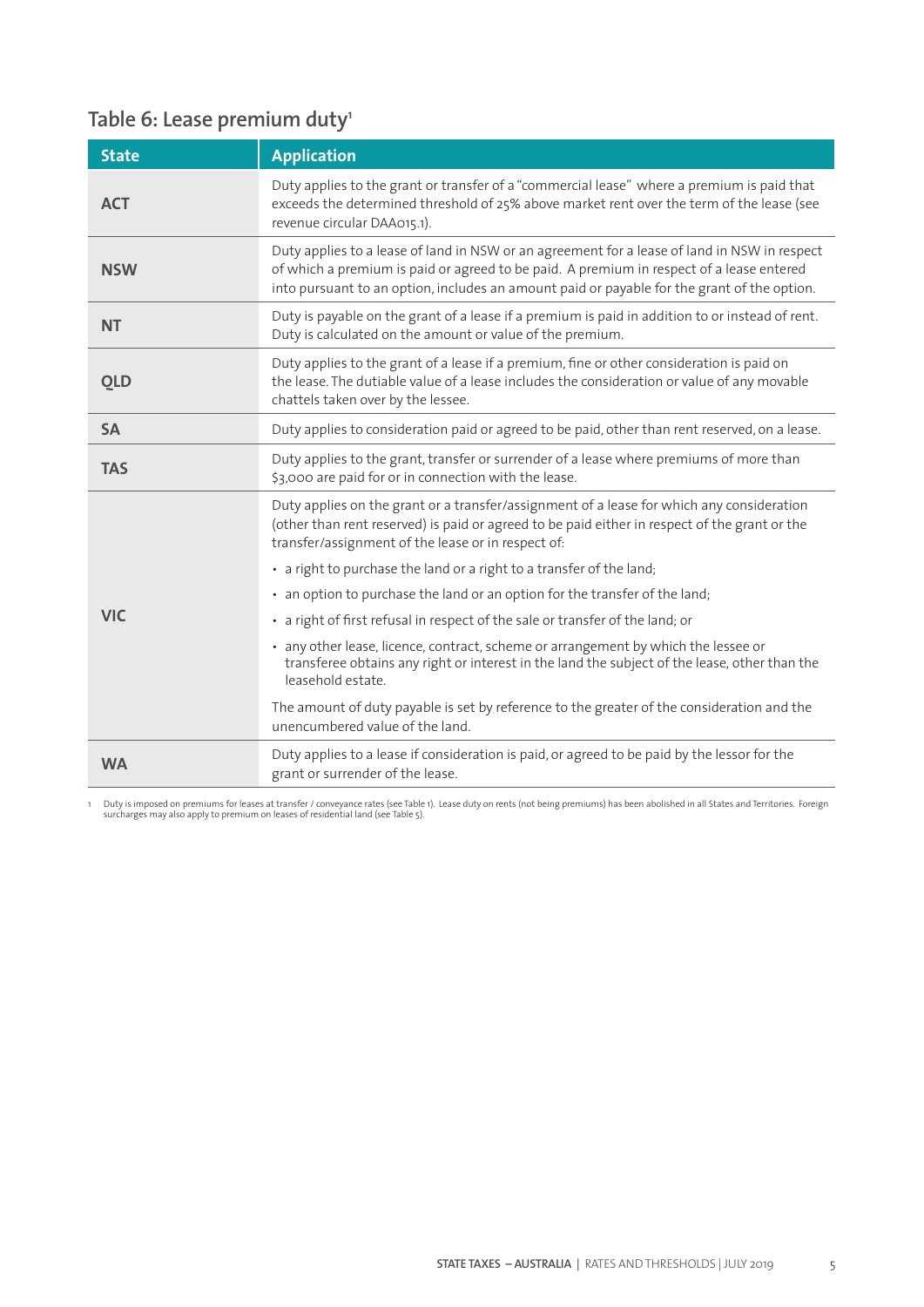## Table 6: Lease premium duty[1]

| State | Application |
|---|---|
| **ACT** | Duty applies to the grant or transfer of a "commercial lease" where a premium is paid that exceeds the determined threshold of 25% above market rent over the term of the lease (see revenue circular DAA015.1). |
| **NSW** | Duty applies to a lease of land in NSW or an agreement for a lease of land in NSW in respect of which a premium is paid or agreed to be paid. A premium in respect of a lease entered into pursuant to an option, includes an amount paid or payable for the grant of the option. |
| **NT** | Duty is payable on the grant of a lease if a premium is paid in addition to or instead of rent. Duty is calculated on the amount or value of the premium. |
| **QLD** | Duty applies to the grant of a lease if a premium, fine or other consideration is paid on the lease. The dutiable value of a lease includes the consideration or value of any movable chattels taken over by the lessee. |
| **SA** | Duty applies to consideration paid or agreed to be paid, other than rent reserved, on a lease. |
| **TAS** | Duty applies to the grant, transfer or surrender of a lease where premiums of more than $3,000 are paid for or in connection with the lease. |
| **VIC** | Duty applies on the grant or a transfer/assignment of a lease for which any consideration (other than rent reserved) is paid or agreed to be paid either in respect of the grant or the transfer/assignment of the lease or in respect of:<br>• a right to purchase the land or a right to a transfer of the land;<br>• an option to purchase the land or an option for the transfer of the land;<br>• a right of first refusal in respect of the sale or transfer of the land; or<br>• any other lease, licence, contract, scheme or arrangement by which the lessee or transferee obtains any right or interest in the land the subject of the lease, other than the leasehold estate.<br>The amount of duty payable is set by reference to the greater of the consideration and the unencumbered value of the land. |
| **WA** | Duty applies to a lease if consideration is paid, or agreed to be paid by the lessor for the grant or surrender of the lease. |

1 Duty is imposed on premiums for leases at transfer / conveyance rates (see Table 1). Lease duty on rents (not being premiums) has been abolished in all States and Territories. Foreign surcharges may also apply to premium on leases of residential land (see Table 5).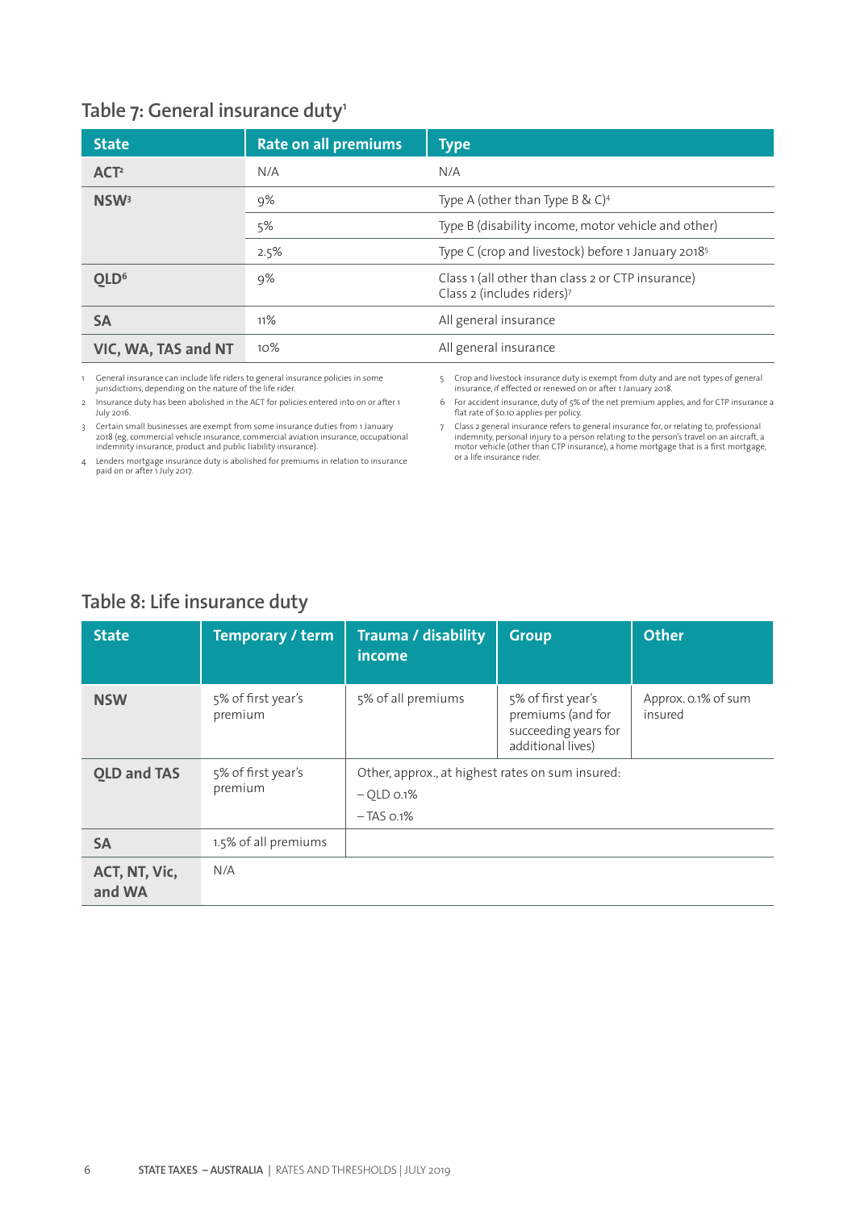## Table 7: General insurance duty[1]

| State | Rate on all premiums | Type |
|---|---|---|
| ACT[2] | N/A | N/A |
| NSW[3] | 9% | Type A (other than Type B & C)[4] |
| | 5% | Type B (disability income, motor vehicle and other) |
| | 2.5% | Type C (crop and livestock) before 1 January 2018[5] |
| QLD[6] | 9% | Class 1 (all other than class 2 or CTP insurance) Class 2 (includes riders)[7] |
| SA | 11% | All general insurance |
| VIC, WA, TAS and NT | 10% | All general insurance |

1. General insurance can include life riders to general insurance policies in some jurisdictions, depending on the nature of the life rider.
2. Insurance duty has been abolished in the ACT for policies entered into on or after 1 July 2016.
3. Certain small businesses are exempt from some insurance duties from 1 January 2018 (eg, commercial vehicle insurance, commercial aviation insurance, occupational indemnity insurance, product and public liability insurance).
4. Lenders mortgage insurance duty is abolished for premiums in relation to insurance paid on or after 1 July 2017.
5. Crop and livestock insurance duty is exempt from duty and are not types of general insurance, if effected or renewed on or after 1 January 2018.
6. For accident insurance, duty of 5% of the net premium applies, and for CTP insurance a flat rate of $0.10 applies per policy.
7. Class 2 general insurance refers to general insurance for, or relating to, professional indemnity, personal injury to a person relating to the person's travel on an aircraft, a motor vehicle (other than CTP insurance), a home mortgage that is a first mortgage, or a life insurance rider.

## Table 8: Life insurance duty

| State | Temporary / term | Trauma / disability income | Group | Other |
|---|---|---|---|---|
| NSW | 5% of first year's premium | 5% of all premiums | 5% of first year's premiums (and for succeeding years for additional lives) | Approx. 0.1% of sum insured |
| QLD and TAS | 5% of first year's premium | Other, approx., at highest rates on sum insured: – QLD 0.1% – TAS 0.1% | | |
| SA | 1.5% of all premiums | | | |
| ACT, NT, Vic, and WA | N/A | | | |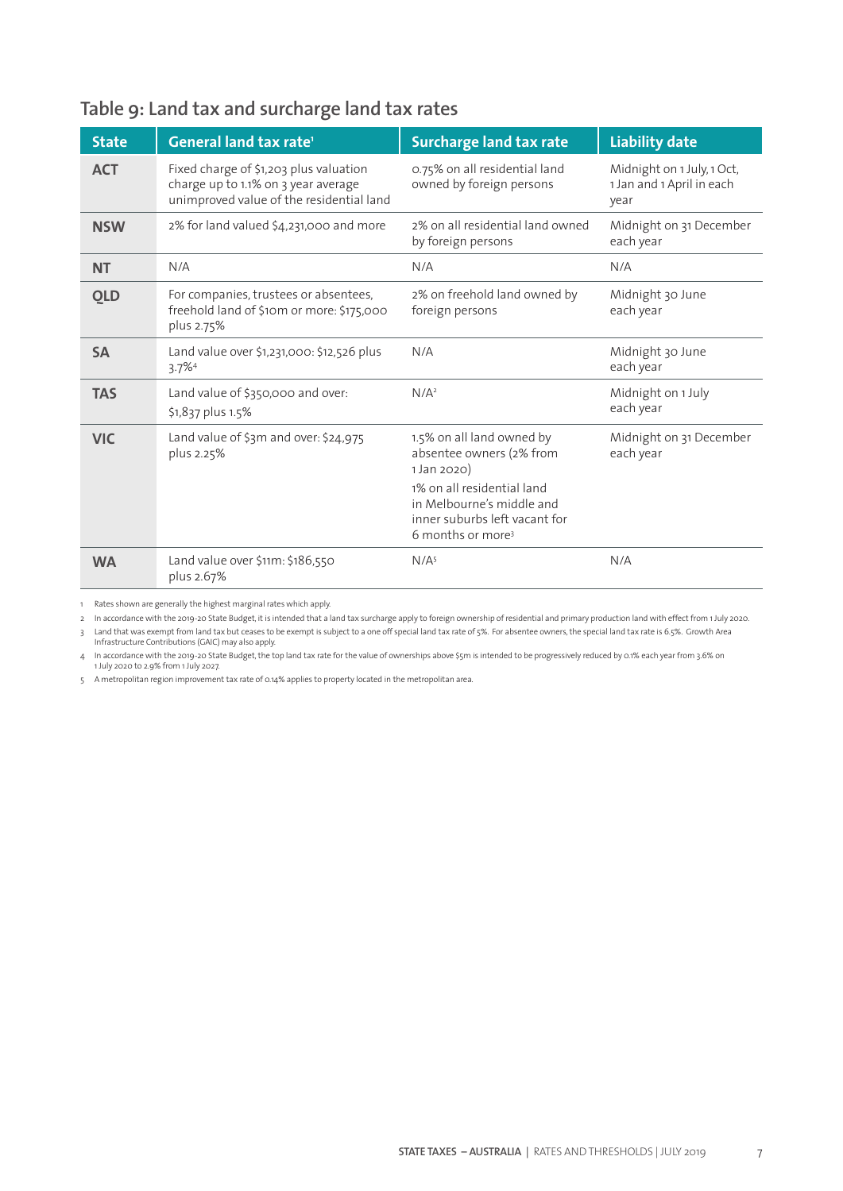## Table 9: Land tax and surcharge land tax rates

| State | General land tax rate[1] | Surcharge land tax rate | Liability date |
|---|---|---|---|
| ACT | Fixed charge of $1,203 plus valuation charge up to 1.1% on 3 year average unimproved value of the residential land | 0.75% on all residential land owned by foreign persons | Midnight on 1 July, 1 Oct, 1 Jan and 1 April in each year |
| NSW | 2% for land valued $4,231,000 and more | 2% on all residential land owned by foreign persons | Midnight on 31 December each year |
| NT | N/A | N/A | N/A |
| QLD | For companies, trustees or absentees, freehold land of $10m or more: $175,000 plus 2.75% | 2% on freehold land owned by foreign persons | Midnight 30 June each year |
| SA | Land value over $1,231,000: $12,526 plus 3.7%[4] | N/A | Midnight 30 June each year |
| TAS | Land value of $350,000 and over: $1,837 plus 1.5% | N/A[2] | Midnight on 1 July each year |
| VIC | Land value of $3m and over: $24,975 plus 2.25% | 1.5% on all land owned by absentee owners (2% from 1 Jan 2020)<br>1% on all residential land in Melbourne's middle and inner suburbs left vacant for 6 months or more[3] | Midnight on 31 December each year |
| WA | Land value over $11m: $186,550 plus 2.67% | N/A[5] | N/A |

1 Rates shown are generally the highest marginal rates which apply.

2 In accordance with the 2019-20 State Budget, it is intended that a land tax surcharge apply to foreign ownership of residential and primary production land with effect from 1 July 2020.

3 Land that was exempt from land tax but ceases to be exempt is subject to a one off special land tax rate of 5%. For absentee owners, the special land tax rate is 6.5%. Growth Area Infrastructure Contributions (GAIC) may also apply.

4 In accordance with the 2019-20 State Budget, the top land tax rate for the value of ownerships above $5m is intended to be progressively reduced by 0.1% each year from 3.6% on 1 July 2020 to 2.9% from 1 July 2027.

5 A metropolitan region improvement tax rate of 0.14% applies to property located in the metropolitan area.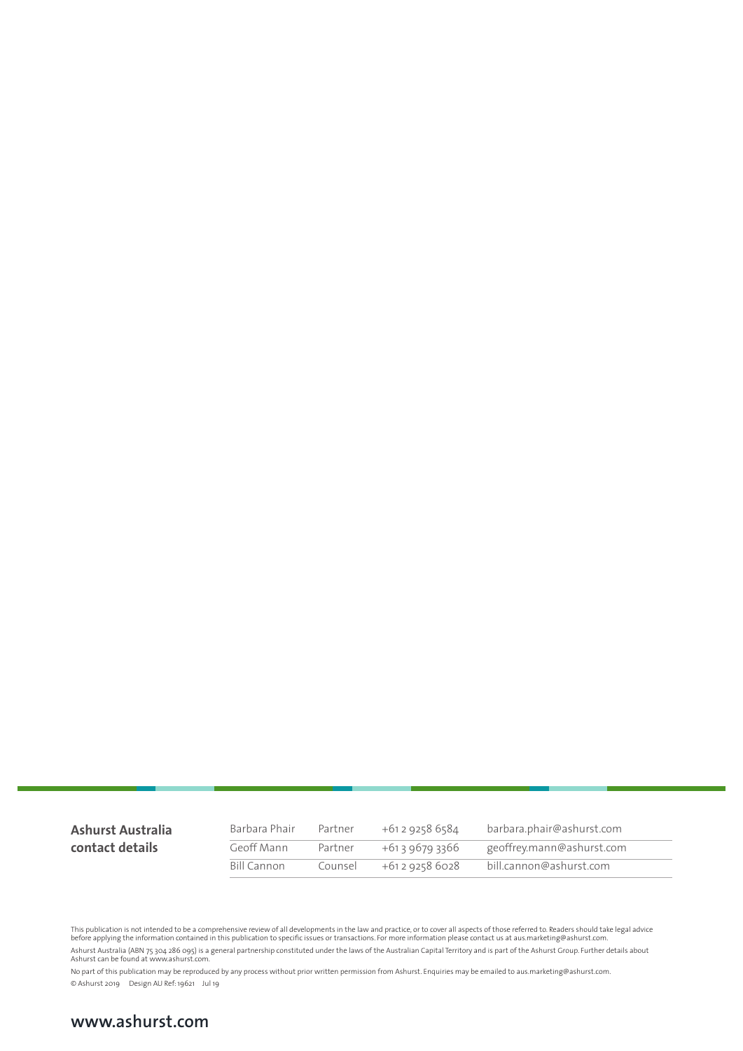**Ashurst Australia contact details**

| | | | |
|---|---|---|---|
| Barbara Phair | Partner | +61 2 9258 6584 | barbara.phair@ashurst.com |
| Geoff Mann | Partner | +61 3 9679 3366 | geoffrey.mann@ashurst.com |
| Bill Cannon | Counsel | +61 2 9258 6028 | bill.cannon@ashurst.com |

This publication is not intended to be a comprehensive review of all developments in the law and practice, or to cover all aspects of those referred to. Readers should take legal advice before applying the information contained in this publication to specific issues or transactions. For more information please contact us at aus.marketing@ashurst.com.

Ashurst Australia (ABN 75 304 286 095) is a general partnership constituted under the laws of the Australian Capital Territory and is part of the Ashurst Group. Further details about Ashurst can be found at www.ashurst.com.

No part of this publication may be reproduced by any process without prior written permission from Ashurst. Enquiries may be emailed to aus.marketing@ashurst.com.

© Ashurst 2019 Design AU Ref: 19621 Jul 19

**www.ashurst.com**